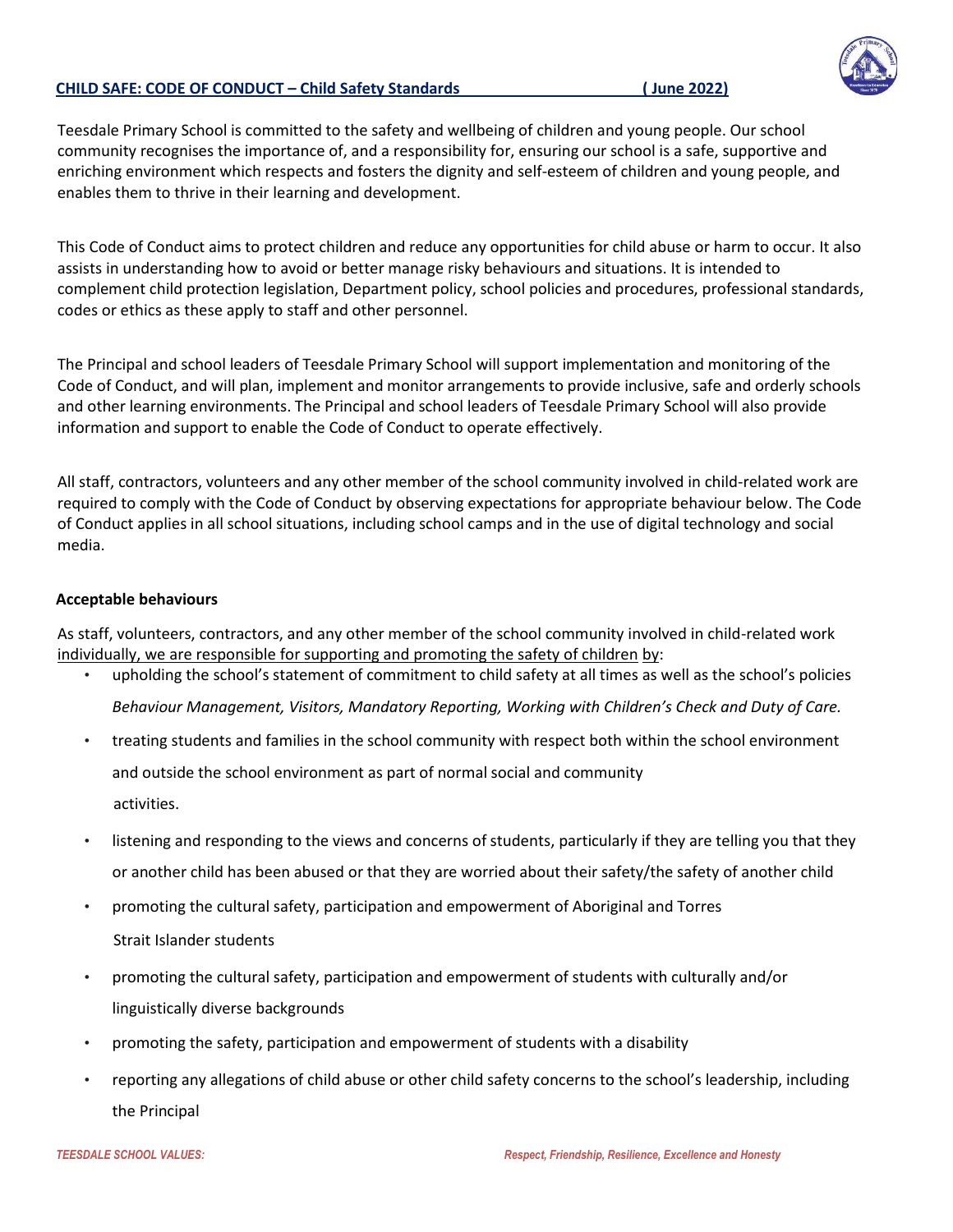# CHILD SAFE: CODE OF CONDUCT – Child Safety Standards ( June 2022)

Teesdale Primary School is committed to the safety and wellbeing of children and young people. Our school community recognises the importance of, and a responsibility for, ensuring our school is a safe, supportive and enriching environment which respects and fosters the dignity and self-esteem of children and young people, and enables them to thrive in their learning and development.

This Code of Conduct aims to protect children and reduce any opportunities for child abuse or harm to occur. It also assists in understanding how to avoid or better manage risky behaviours and situations. It is intended to complement child protection legislation, Department policy, school policies and procedures, professional standards, codes or ethics as these apply to staff and other personnel.

The Principal and school leaders of Teesdale Primary School will support implementation and monitoring of the Code of Conduct, and will plan, implement and monitor arrangements to provide inclusive, safe and orderly schools and other learning environments. The Principal and school leaders of Teesdale Primary School will also provide information and support to enable the Code of Conduct to operate effectively.

All staff, contractors, volunteers and any other member of the school community involved in child-related work are required to comply with the Code of Conduct by observing expectations for appropriate behaviour below. The Code of Conduct applies in all school situations, including school camps and in the use of digital technology and social media.

## Acceptable behaviours

As staff, volunteers, contractors, and any other member of the school community involved in child-related work individually, we are responsible for supporting and promoting the safety of children by:

- upholding the school's statement of commitment to child safety at all times as well as the school's policies *Behaviour Management, Visitors, Mandatory Reporting, Working with Children's Check and Duty of Care.*
- treating students and families in the school community with respect both within the school environment and outside the school environment as part of normal social and community activities.
- listening and responding to the views and concerns of students, particularly if they are telling you that they or another child has been abused or that they are worried about their safety/the safety of another child
- promoting the cultural safety, participation and empowerment of Aboriginal and Torres Strait Islander students
- promoting the cultural safety, participation and empowerment of students with culturally and/or linguistically diverse backgrounds
- promoting the safety, participation and empowerment of students with a disability
- reporting any allegations of child abuse or other child safety concerns to the school's leadership, including the Principal

*TEESDALE SCHOOL VALUES: Respect, Friendship, Resilience, Excellence and Honesty*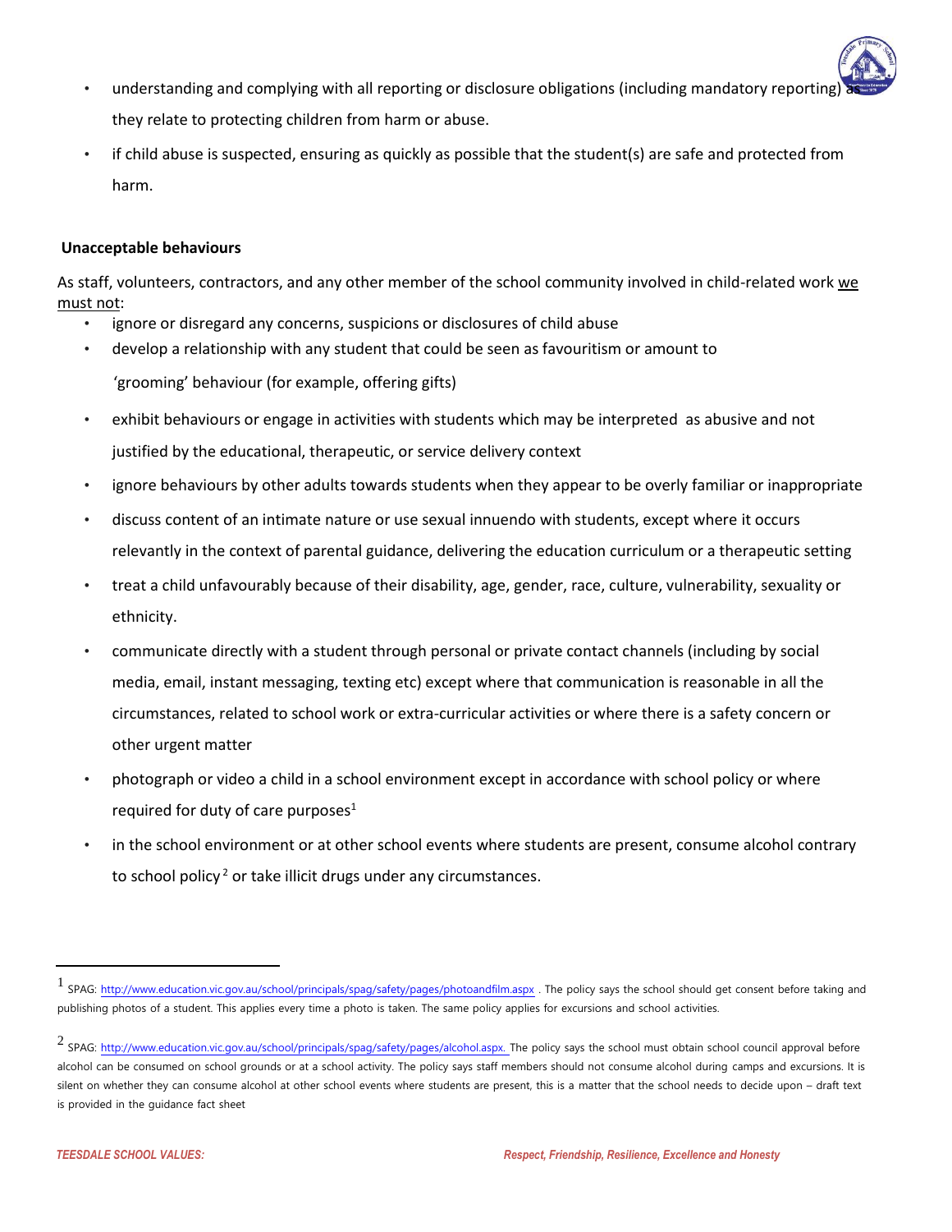- understanding and complying with all reporting or disclosure obligations (including mandatory reporting) as they relate to protecting children from harm or abuse.
- if child abuse is suspected, ensuring as quickly as possible that the student(s) are safe and protected from harm.

**Unacceptable behaviours**

As staff, volunteers, contractors, and any other member of the school community involved in child-related work we must not:

- ignore or disregard any concerns, suspicions or disclosures of child abuse
- develop a relationship with any student that could be seen as favouritism or amount to 'grooming' behaviour (for example, offering gifts)
- exhibit behaviours or engage in activities with students which may be interpreted as abusive and not justified by the educational, therapeutic, or service delivery context
- ignore behaviours by other adults towards students when they appear to be overly familiar or inappropriate
- discuss content of an intimate nature or use sexual innuendo with students, except where it occurs relevantly in the context of parental guidance, delivering the education curriculum or a therapeutic setting
- treat a child unfavourably because of their disability, age, gender, race, culture, vulnerability, sexuality or ethnicity.
- communicate directly with a student through personal or private contact channels (including by social media, email, instant messaging, texting etc) except where that communication is reasonable in all the circumstances, related to school work or extra-curricular activities or where there is a safety concern or other urgent matter
- photograph or video a child in a school environment except in accordance with school policy or where required for duty of care purposes[1]
- in the school environment or at other school events where students are present, consume alcohol contrary to school policy[2] or take illicit drugs under any circumstances.

---

[1] SPAG: http://www.education.vic.gov.au/school/principals/spag/safety/pages/photoandfilm.aspx . The policy says the school should get consent before taking and publishing photos of a student. This applies every time a photo is taken. The same policy applies for excursions and school activities.

[2] SPAG: http://www.education.vic.gov.au/school/principals/spag/safety/pages/alcohol.aspx. The policy says the school must obtain school council approval before alcohol can be consumed on school grounds or at a school activity. The policy says staff members should not consume alcohol during camps and excursions. It is silent on whether they can consume alcohol at other school events where students are present, this is a matter that the school needs to decide upon – draft text is provided in the guidance fact sheet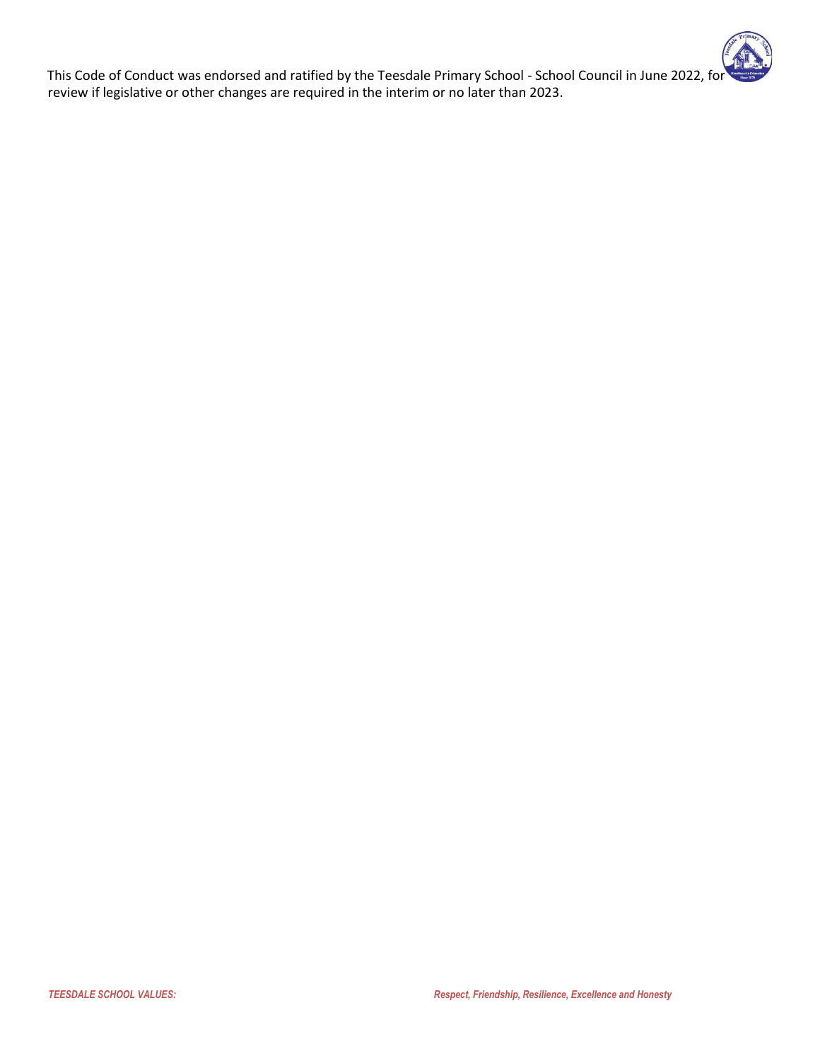This Code of Conduct was endorsed and ratified by the Teesdale Primary School - School Council in June 2022, for review if legislative or other changes are required in the interim or no later than 2023.